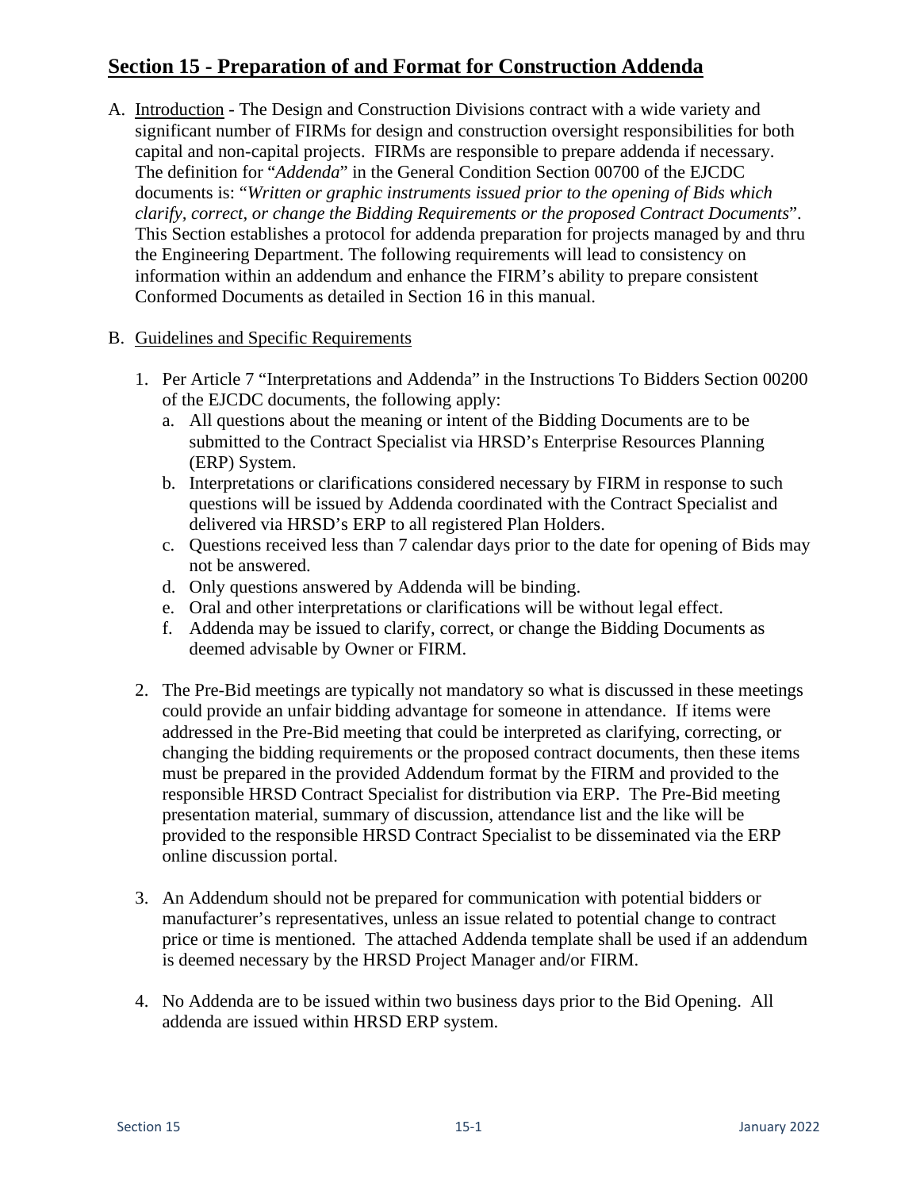## Section 15 - Preparation of and Format for Construction Addenda

A. <u>Introduction</u> - The Design and Construction Divisions contract with a wide variety and significant number of FIRMs for design and construction oversight responsibilities for both capital and non-capital projects. FIRMs are responsible to prepare addenda if necessary. The definition for "*Addenda*" in the General Condition Section 00700 of the EJCDC documents is: "*Written or graphic instruments issued prior to the opening of Bids which clarify, correct, or change the Bidding Requirements or the proposed Contract Documents*". This Section establishes a protocol for addenda preparation for projects managed by and thru the Engineering Department. The following requirements will lead to consistency on information within an addendum and enhance the FIRM's ability to prepare consistent Conformed Documents as detailed in Section 16 in this manual.

B. <u>Guidelines and Specific Requirements</u>

   1. Per Article 7 "Interpretations and Addenda" in the Instructions To Bidders Section 00200 of the EJCDC documents, the following apply:
      a. All questions about the meaning or intent of the Bidding Documents are to be submitted to the Contract Specialist via HRSD's Enterprise Resources Planning (ERP) System.
      b. Interpretations or clarifications considered necessary by FIRM in response to such questions will be issued by Addenda coordinated with the Contract Specialist and delivered via HRSD's ERP to all registered Plan Holders.
      c. Questions received less than 7 calendar days prior to the date for opening of Bids may not be answered.
      d. Only questions answered by Addenda will be binding.
      e. Oral and other interpretations or clarifications will be without legal effect.
      f. Addenda may be issued to clarify, correct, or change the Bidding Documents as deemed advisable by Owner or FIRM.

   2. The Pre-Bid meetings are typically not mandatory so what is discussed in these meetings could provide an unfair bidding advantage for someone in attendance. If items were addressed in the Pre-Bid meeting that could be interpreted as clarifying, correcting, or changing the bidding requirements or the proposed contract documents, then these items must be prepared in the provided Addendum format by the FIRM and provided to the responsible HRSD Contract Specialist for distribution via ERP. The Pre-Bid meeting presentation material, summary of discussion, attendance list and the like will be provided to the responsible HRSD Contract Specialist to be disseminated via the ERP online discussion portal.

   3. An Addendum should not be prepared for communication with potential bidders or manufacturer's representatives, unless an issue related to potential change to contract price or time is mentioned. The attached Addenda template shall be used if an addendum is deemed necessary by the HRSD Project Manager and/or FIRM.

   4. No Addenda are to be issued within two business days prior to the Bid Opening. All addenda are issued within HRSD ERP system.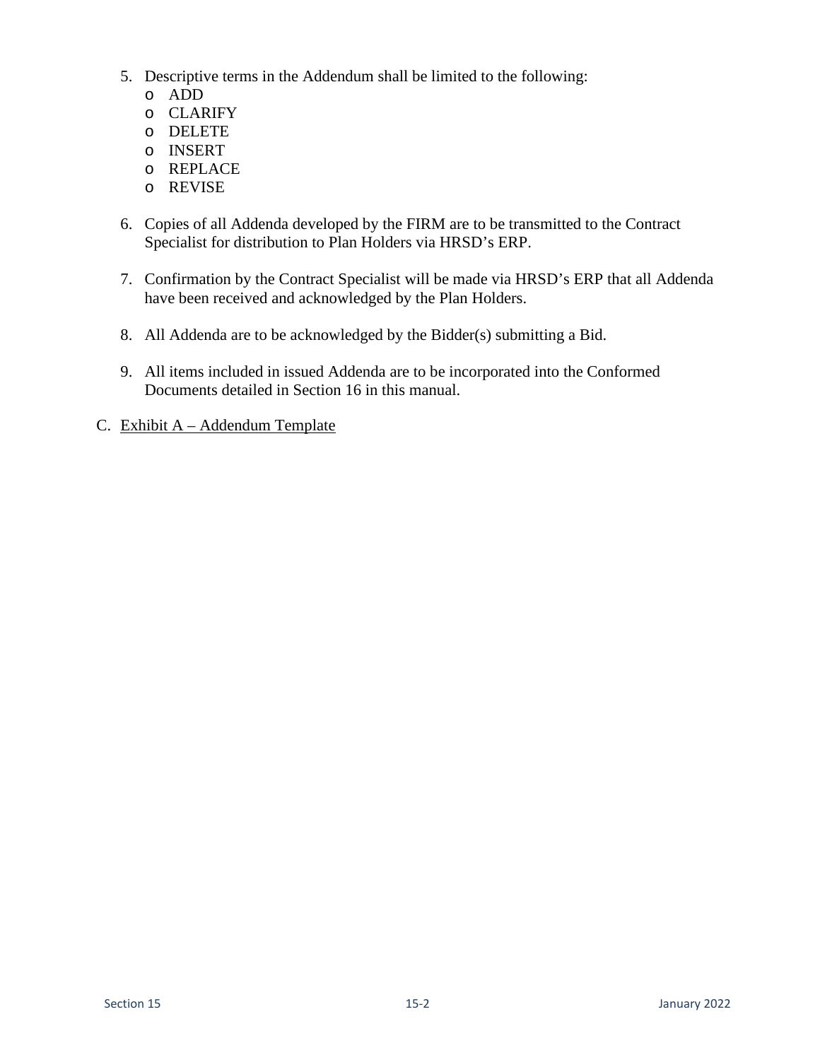5. Descriptive terms in the Addendum shall be limited to the following:
   - ADD
   - CLARIFY
   - DELETE
   - INSERT
   - REPLACE
   - REVISE

6. Copies of all Addenda developed by the FIRM are to be transmitted to the Contract Specialist for distribution to Plan Holders via HRSD's ERP.

7. Confirmation by the Contract Specialist will be made via HRSD's ERP that all Addenda have been received and acknowledged by the Plan Holders.

8. All Addenda are to be acknowledged by the Bidder(s) submitting a Bid.

9. All items included in issued Addenda are to be incorporated into the Conformed Documents detailed in Section 16 in this manual.

C. Exhibit A – Addendum Template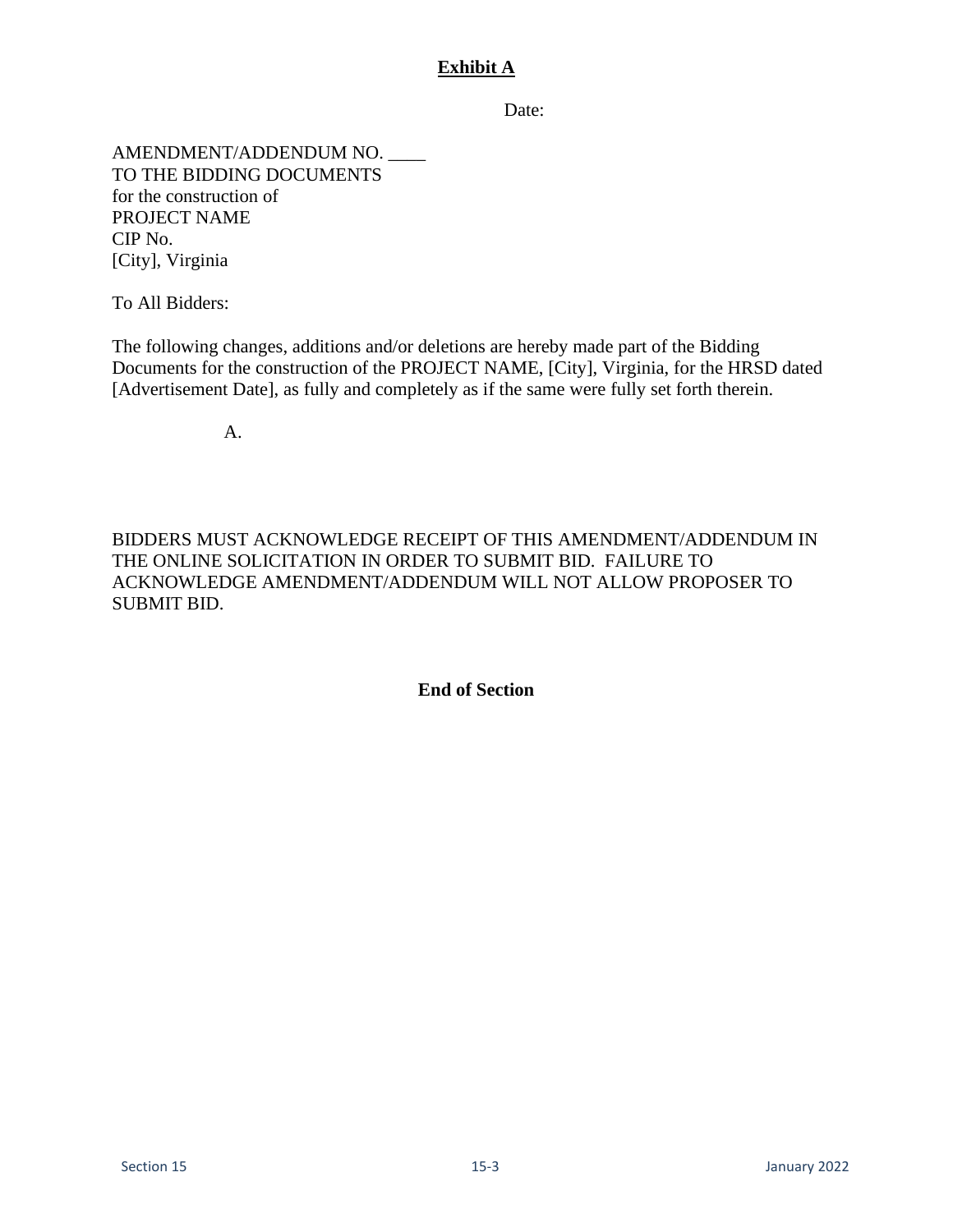**Exhibit A**

Date:

AMENDMENT/ADDENDUM NO. ____
TO THE BIDDING DOCUMENTS
for the construction of
PROJECT NAME
CIP No.
[City], Virginia

To All Bidders:

The following changes, additions and/or deletions are hereby made part of the Bidding Documents for the construction of the PROJECT NAME, [City], Virginia, for the HRSD dated [Advertisement Date], as fully and completely as if the same were fully set forth therein.

A.

BIDDERS MUST ACKNOWLEDGE RECEIPT OF THIS AMENDMENT/ADDENDUM IN THE ONLINE SOLICITATION IN ORDER TO SUBMIT BID. FAILURE TO ACKNOWLEDGE AMENDMENT/ADDENDUM WILL NOT ALLOW PROPOSER TO SUBMIT BID.

**End of Section**